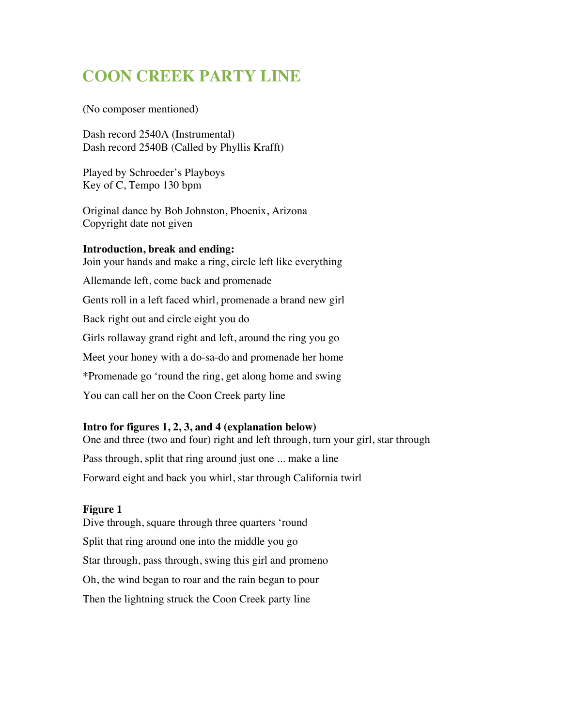# COON CREEK PARTY LINE

(No composer mentioned)

Dash record 2540A (Instrumental)
Dash record 2540B (Called by Phyllis Krafft)

Played by Schroeder's Playboys
Key of C, Tempo 130 bpm

Original dance by Bob Johnston, Phoenix, Arizona
Copyright date not given

**Introduction, break and ending:**

Join your hands and make a ring, circle left like everything

Allemande left, come back and promenade

Gents roll in a left faced whirl, promenade a brand new girl

Back right out and circle eight you do

Girls rollaway grand right and left, around the ring you go

Meet your honey with a do-sa-do and promenade her home

*Promenade go 'round the ring, get along home and swing

You can call her on the Coon Creek party line

**Intro for figures 1, 2, 3, and 4 (explanation below)**

One and three (two and four) right and left through, turn your girl, star through

Pass through, split that ring around just one ... make a line

Forward eight and back you whirl, star through California twirl

**Figure 1**

Dive through, square through three quarters 'round

Split that ring around one into the middle you go

Star through, pass through, swing this girl and promeno

Oh, the wind began to roar and the rain began to pour

Then the lightning struck the Coon Creek party line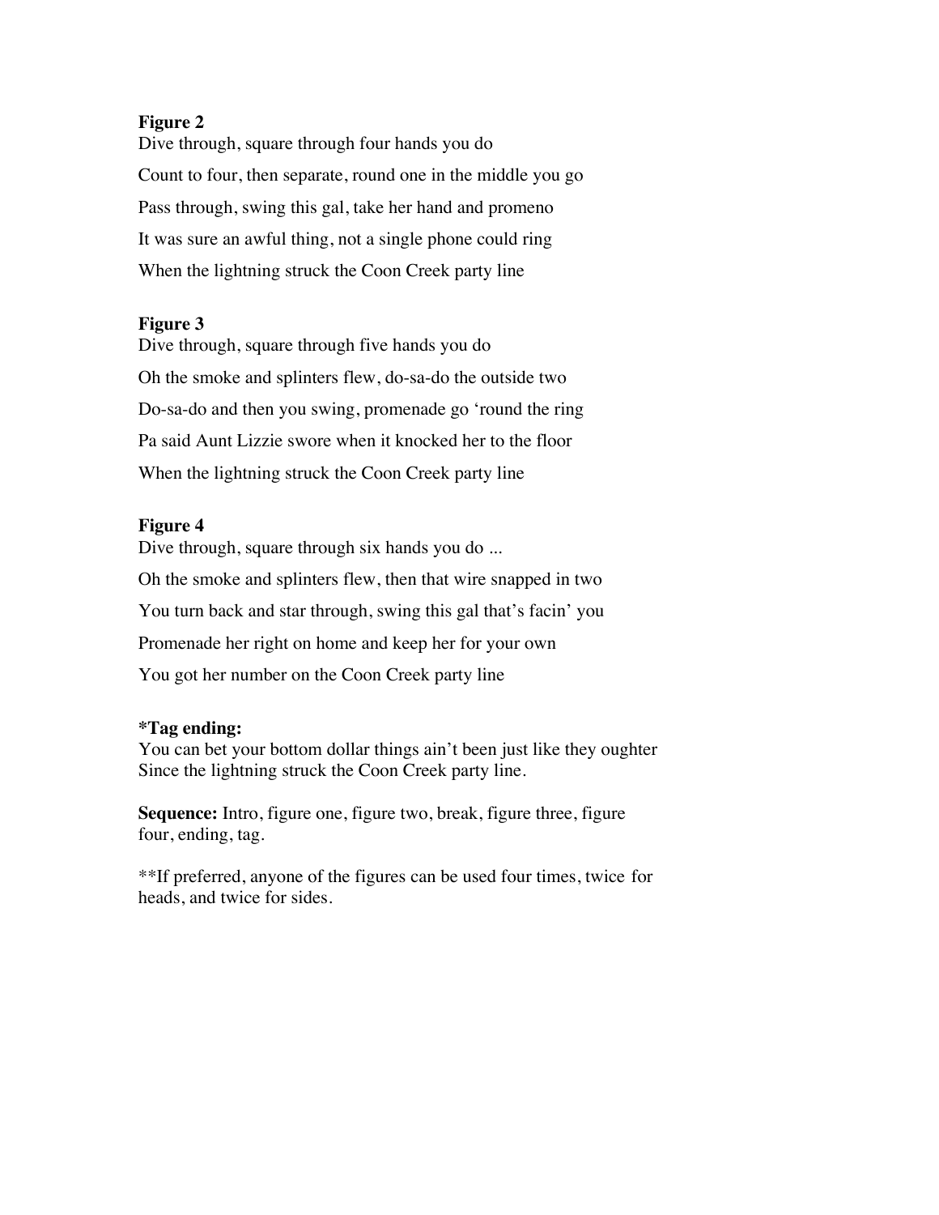**Figure 2**

Dive through, square through four hands you do

Count to four, then separate, round one in the middle you go

Pass through, swing this gal, take her hand and promeno

It was sure an awful thing, not a single phone could ring

When the lightning struck the Coon Creek party line

**Figure 3**

Dive through, square through five hands you do

Oh the smoke and splinters flew, do-sa-do the outside two

Do-sa-do and then you swing, promenade go 'round the ring

Pa said Aunt Lizzie swore when it knocked her to the floor

When the lightning struck the Coon Creek party line

**Figure 4**

Dive through, square through six hands you do ...

Oh the smoke and splinters flew, then that wire snapped in two

You turn back and star through, swing this gal that's facin' you

Promenade her right on home and keep her for your own

You got her number on the Coon Creek party line

***Tag ending:**
You can bet your bottom dollar things ain't been just like they oughter
Since the lightning struck the Coon Creek party line.

**Sequence:** Intro, figure one, figure two, break, figure three, figure four, ending, tag.

**If preferred, anyone of the figures can be used four times, twice for heads, and twice for sides.